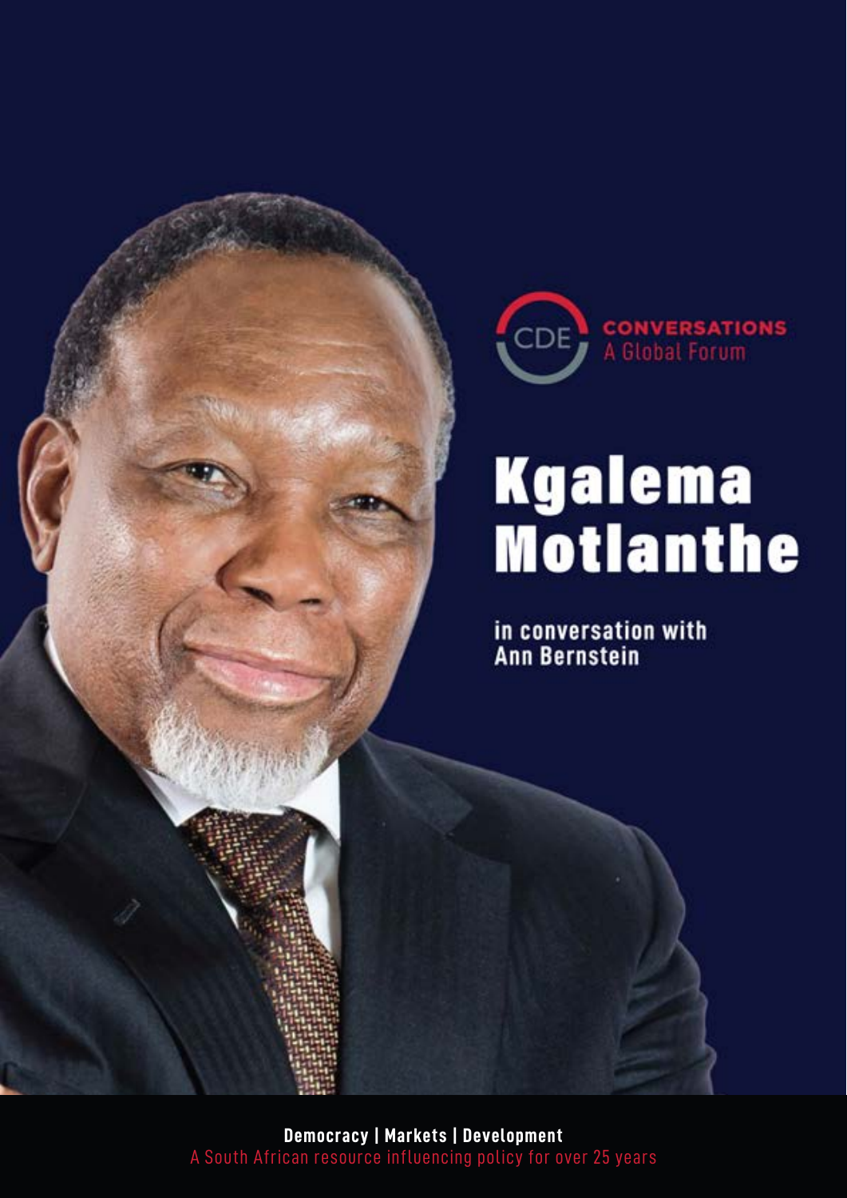CDE **CONVERSATIONS**
A Global Forum

# Kgalema Motlanthe

**in conversation with Ann Bernstein**

**Democracy | Markets | Development**
A South African resource influencing policy for over 25 years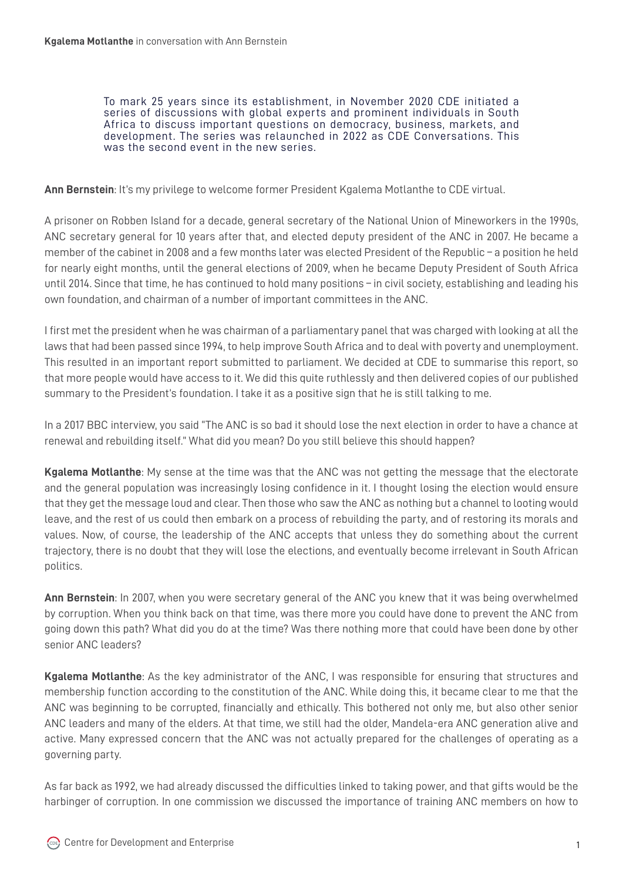To mark 25 years since its establishment, in November 2020 CDE initiated a series of discussions with global experts and prominent individuals in South Africa to discuss important questions on democracy, business, markets, and development. The series was relaunched in 2022 as CDE Conversations. This was the second event in the new series.

**Ann Bernstein**: It's my privilege to welcome former President Kgalema Motlanthe to CDE virtual.

A prisoner on Robben Island for a decade, general secretary of the National Union of Mineworkers in the 1990s, ANC secretary general for 10 years after that, and elected deputy president of the ANC in 2007. He became a member of the cabinet in 2008 and a few months later was elected President of the Republic – a position he held for nearly eight months, until the general elections of 2009, when he became Deputy President of South Africa until 2014. Since that time, he has continued to hold many positions – in civil society, establishing and leading his own foundation, and chairman of a number of important committees in the ANC.

I first met the president when he was chairman of a parliamentary panel that was charged with looking at all the laws that had been passed since 1994, to help improve South Africa and to deal with poverty and unemployment. This resulted in an important report submitted to parliament. We decided at CDE to summarise this report, so that more people would have access to it. We did this quite ruthlessly and then delivered copies of our published summary to the President's foundation. I take it as a positive sign that he is still talking to me.

In a 2017 BBC interview, you said "The ANC is so bad it should lose the next election in order to have a chance at renewal and rebuilding itself." What did you mean? Do you still believe this should happen?

**Kgalema Motlanthe**: My sense at the time was that the ANC was not getting the message that the electorate and the general population was increasingly losing confidence in it. I thought losing the election would ensure that they get the message loud and clear. Then those who saw the ANC as nothing but a channel to looting would leave, and the rest of us could then embark on a process of rebuilding the party, and of restoring its morals and values. Now, of course, the leadership of the ANC accepts that unless they do something about the current trajectory, there is no doubt that they will lose the elections, and eventually become irrelevant in South African politics.

**Ann Bernstein**: In 2007, when you were secretary general of the ANC you knew that it was being overwhelmed by corruption. When you think back on that time, was there more you could have done to prevent the ANC from going down this path? What did you do at the time? Was there nothing more that could have been done by other senior ANC leaders?

**Kgalema Motlanthe**: As the key administrator of the ANC, I was responsible for ensuring that structures and membership function according to the constitution of the ANC. While doing this, it became clear to me that the ANC was beginning to be corrupted, financially and ethically. This bothered not only me, but also other senior ANC leaders and many of the elders. At that time, we still had the older, Mandela-era ANC generation alive and active. Many expressed concern that the ANC was not actually prepared for the challenges of operating as a governing party.

As far back as 1992, we had already discussed the difficulties linked to taking power, and that gifts would be the harbinger of corruption. In one commission we discussed the importance of training ANC members on how to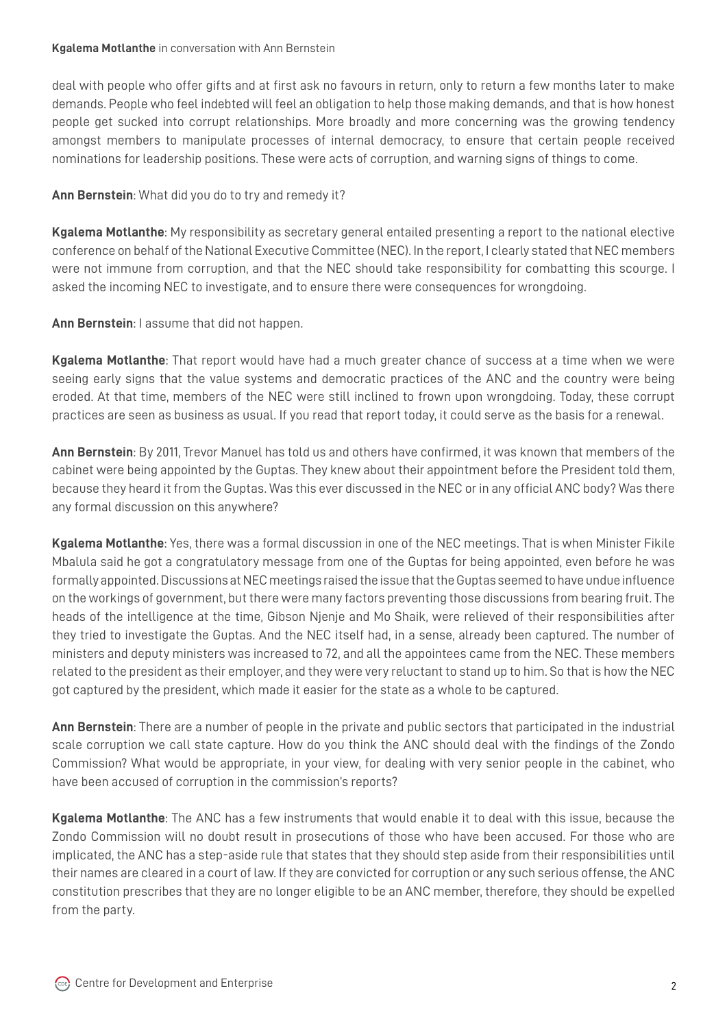deal with people who offer gifts and at first ask no favours in return, only to return a few months later to make demands. People who feel indebted will feel an obligation to help those making demands, and that is how honest people get sucked into corrupt relationships. More broadly and more concerning was the growing tendency amongst members to manipulate processes of internal democracy, to ensure that certain people received nominations for leadership positions. These were acts of corruption, and warning signs of things to come.

**Ann Bernstein**: What did you do to try and remedy it?

**Kgalema Motlanthe**: My responsibility as secretary general entailed presenting a report to the national elective conference on behalf of the National Executive Committee (NEC). In the report, I clearly stated that NEC members were not immune from corruption, and that the NEC should take responsibility for combatting this scourge. I asked the incoming NEC to investigate, and to ensure there were consequences for wrongdoing.

**Ann Bernstein**: I assume that did not happen.

**Kgalema Motlanthe**: That report would have had a much greater chance of success at a time when we were seeing early signs that the value systems and democratic practices of the ANC and the country were being eroded. At that time, members of the NEC were still inclined to frown upon wrongdoing. Today, these corrupt practices are seen as business as usual. If you read that report today, it could serve as the basis for a renewal.

**Ann Bernstein**: By 2011, Trevor Manuel has told us and others have confirmed, it was known that members of the cabinet were being appointed by the Guptas. They knew about their appointment before the President told them, because they heard it from the Guptas. Was this ever discussed in the NEC or in any official ANC body? Was there any formal discussion on this anywhere?

**Kgalema Motlanthe**: Yes, there was a formal discussion in one of the NEC meetings. That is when Minister Fikile Mbalula said he got a congratulatory message from one of the Guptas for being appointed, even before he was formally appointed. Discussions at NEC meetings raised the issue that the Guptas seemed to have undue influence on the workings of government, but there were many factors preventing those discussions from bearing fruit. The heads of the intelligence at the time, Gibson Njenje and Mo Shaik, were relieved of their responsibilities after they tried to investigate the Guptas. And the NEC itself had, in a sense, already been captured. The number of ministers and deputy ministers was increased to 72, and all the appointees came from the NEC. These members related to the president as their employer, and they were very reluctant to stand up to him. So that is how the NEC got captured by the president, which made it easier for the state as a whole to be captured.

**Ann Bernstein**: There are a number of people in the private and public sectors that participated in the industrial scale corruption we call state capture. How do you think the ANC should deal with the findings of the Zondo Commission? What would be appropriate, in your view, for dealing with very senior people in the cabinet, who have been accused of corruption in the commission's reports?

**Kgalema Motlanthe**: The ANC has a few instruments that would enable it to deal with this issue, because the Zondo Commission will no doubt result in prosecutions of those who have been accused. For those who are implicated, the ANC has a step-aside rule that states that they should step aside from their responsibilities until their names are cleared in a court of law. If they are convicted for corruption or any such serious offense, the ANC constitution prescribes that they are no longer eligible to be an ANC member, therefore, they should be expelled from the party.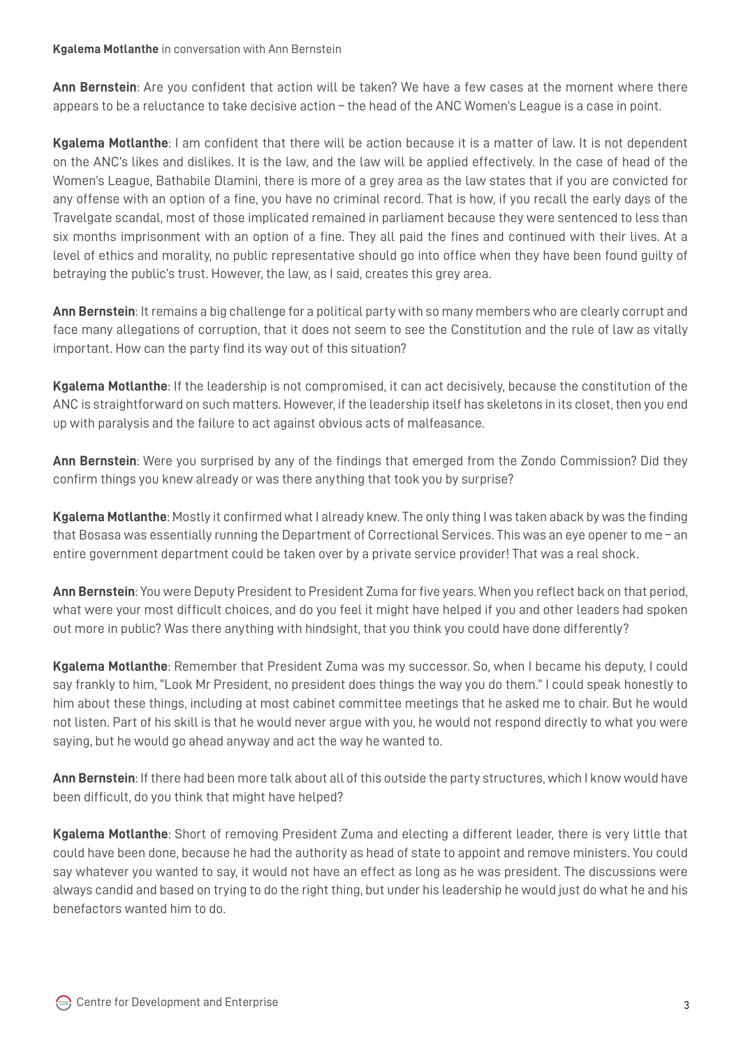**Ann Bernstein**: Are you confident that action will be taken? We have a few cases at the moment where there appears to be a reluctance to take decisive action – the head of the ANC Women's League is a case in point.

**Kgalema Motlanthe**: I am confident that there will be action because it is a matter of law. It is not dependent on the ANC's likes and dislikes. It is the law, and the law will be applied effectively. In the case of head of the Women's League, Bathabile Dlamini, there is more of a grey area as the law states that if you are convicted for any offense with an option of a fine, you have no criminal record. That is how, if you recall the early days of the Travelgate scandal, most of those implicated remained in parliament because they were sentenced to less than six months imprisonment with an option of a fine. They all paid the fines and continued with their lives. At a level of ethics and morality, no public representative should go into office when they have been found guilty of betraying the public's trust. However, the law, as I said, creates this grey area.

**Ann Bernstein**: It remains a big challenge for a political party with so many members who are clearly corrupt and face many allegations of corruption, that it does not seem to see the Constitution and the rule of law as vitally important. How can the party find its way out of this situation?

**Kgalema Motlanthe**: If the leadership is not compromised, it can act decisively, because the constitution of the ANC is straightforward on such matters. However, if the leadership itself has skeletons in its closet, then you end up with paralysis and the failure to act against obvious acts of malfeasance.

**Ann Bernstein**: Were you surprised by any of the findings that emerged from the Zondo Commission? Did they confirm things you knew already or was there anything that took you by surprise?

**Kgalema Motlanthe**: Mostly it confirmed what I already knew. The only thing I was taken aback by was the finding that Bosasa was essentially running the Department of Correctional Services. This was an eye opener to me – an entire government department could be taken over by a private service provider! That was a real shock.

**Ann Bernstein**: You were Deputy President to President Zuma for five years. When you reflect back on that period, what were your most difficult choices, and do you feel it might have helped if you and other leaders had spoken out more in public? Was there anything with hindsight, that you think you could have done differently?

**Kgalema Motlanthe**: Remember that President Zuma was my successor. So, when I became his deputy, I could say frankly to him, "Look Mr President, no president does things the way you do them." I could speak honestly to him about these things, including at most cabinet committee meetings that he asked me to chair. But he would not listen. Part of his skill is that he would never argue with you, he would not respond directly to what you were saying, but he would go ahead anyway and act the way he wanted to.

**Ann Bernstein**: If there had been more talk about all of this outside the party structures, which I know would have been difficult, do you think that might have helped?

**Kgalema Motlanthe**: Short of removing President Zuma and electing a different leader, there is very little that could have been done, because he had the authority as head of state to appoint and remove ministers. You could say whatever you wanted to say, it would not have an effect as long as he was president. The discussions were always candid and based on trying to do the right thing, but under his leadership he would just do what he and his benefactors wanted him to do.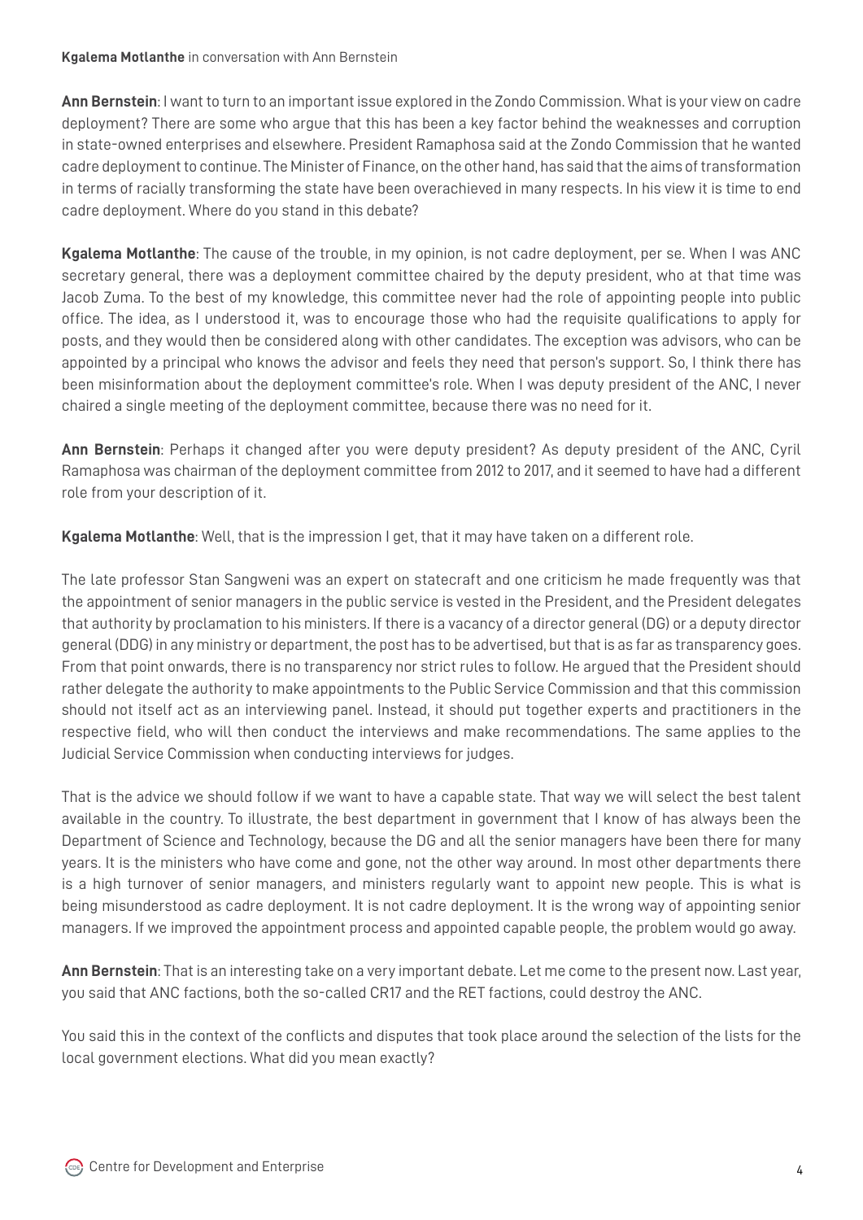**Ann Bernstein**: I want to turn to an important issue explored in the Zondo Commission. What is your view on cadre deployment? There are some who argue that this has been a key factor behind the weaknesses and corruption in state-owned enterprises and elsewhere. President Ramaphosa said at the Zondo Commission that he wanted cadre deployment to continue. The Minister of Finance, on the other hand, has said that the aims of transformation in terms of racially transforming the state have been overachieved in many respects. In his view it is time to end cadre deployment. Where do you stand in this debate?

**Kgalema Motlanthe**: The cause of the trouble, in my opinion, is not cadre deployment, per se. When I was ANC secretary general, there was a deployment committee chaired by the deputy president, who at that time was Jacob Zuma. To the best of my knowledge, this committee never had the role of appointing people into public office. The idea, as I understood it, was to encourage those who had the requisite qualifications to apply for posts, and they would then be considered along with other candidates. The exception was advisors, who can be appointed by a principal who knows the advisor and feels they need that person's support. So, I think there has been misinformation about the deployment committee's role. When I was deputy president of the ANC, I never chaired a single meeting of the deployment committee, because there was no need for it.

**Ann Bernstein**: Perhaps it changed after you were deputy president? As deputy president of the ANC, Cyril Ramaphosa was chairman of the deployment committee from 2012 to 2017, and it seemed to have had a different role from your description of it.

**Kgalema Motlanthe**: Well, that is the impression I get, that it may have taken on a different role.

The late professor Stan Sangweni was an expert on statecraft and one criticism he made frequently was that the appointment of senior managers in the public service is vested in the President, and the President delegates that authority by proclamation to his ministers. If there is a vacancy of a director general (DG) or a deputy director general (DDG) in any ministry or department, the post has to be advertised, but that is as far as transparency goes. From that point onwards, there is no transparency nor strict rules to follow. He argued that the President should rather delegate the authority to make appointments to the Public Service Commission and that this commission should not itself act as an interviewing panel. Instead, it should put together experts and practitioners in the respective field, who will then conduct the interviews and make recommendations. The same applies to the Judicial Service Commission when conducting interviews for judges.

That is the advice we should follow if we want to have a capable state. That way we will select the best talent available in the country. To illustrate, the best department in government that I know of has always been the Department of Science and Technology, because the DG and all the senior managers have been there for many years. It is the ministers who have come and gone, not the other way around. In most other departments there is a high turnover of senior managers, and ministers regularly want to appoint new people. This is what is being misunderstood as cadre deployment. It is not cadre deployment. It is the wrong way of appointing senior managers. If we improved the appointment process and appointed capable people, the problem would go away.

**Ann Bernstein**: That is an interesting take on a very important debate. Let me come to the present now. Last year, you said that ANC factions, both the so-called CR17 and the RET factions, could destroy the ANC.

You said this in the context of the conflicts and disputes that took place around the selection of the lists for the local government elections. What did you mean exactly?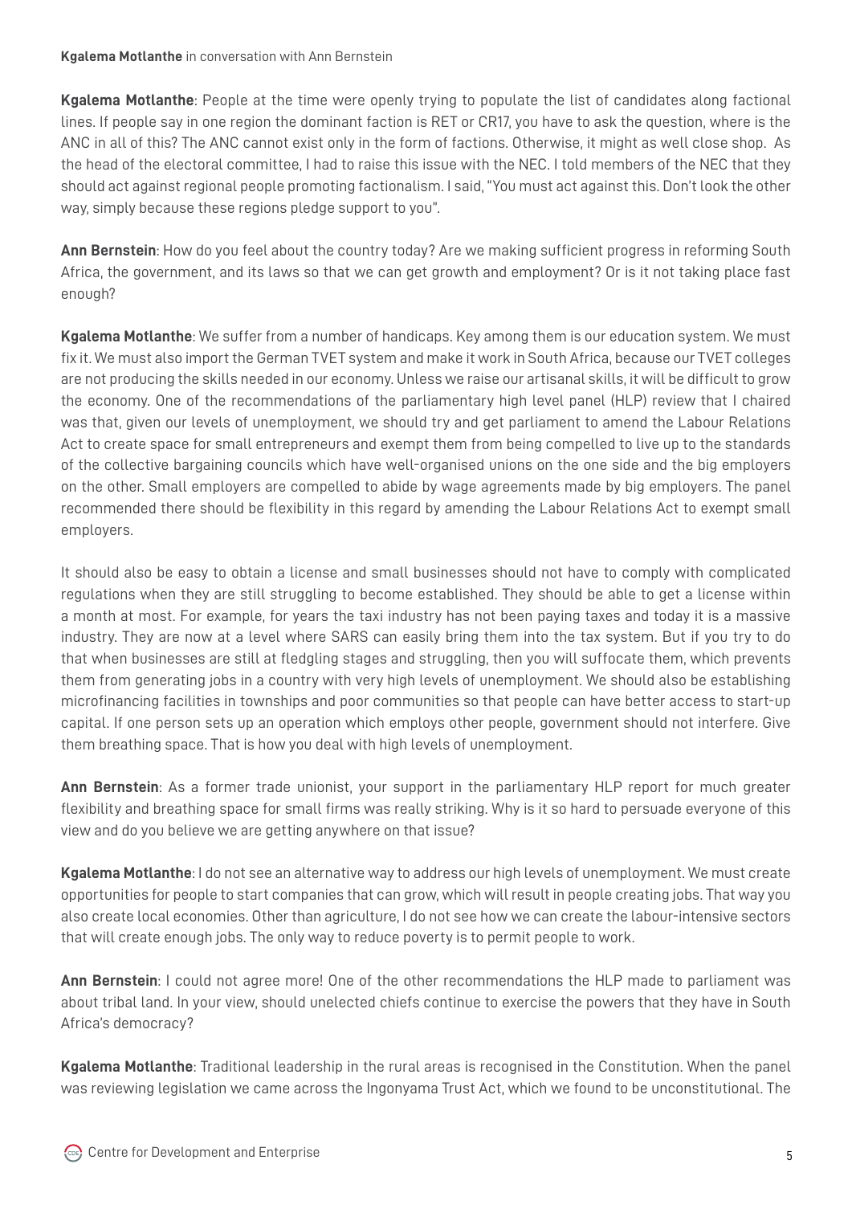**Kgalema Motlanthe**: People at the time were openly trying to populate the list of candidates along factional lines. If people say in one region the dominant faction is RET or CR17, you have to ask the question, where is the ANC in all of this? The ANC cannot exist only in the form of factions. Otherwise, it might as well close shop. As the head of the electoral committee, I had to raise this issue with the NEC. I told members of the NEC that they should act against regional people promoting factionalism. I said, "You must act against this. Don't look the other way, simply because these regions pledge support to you".

**Ann Bernstein**: How do you feel about the country today? Are we making sufficient progress in reforming South Africa, the government, and its laws so that we can get growth and employment? Or is it not taking place fast enough?

**Kgalema Motlanthe**: We suffer from a number of handicaps. Key among them is our education system. We must fix it. We must also import the German TVET system and make it work in South Africa, because our TVET colleges are not producing the skills needed in our economy. Unless we raise our artisanal skills, it will be difficult to grow the economy. One of the recommendations of the parliamentary high level panel (HLP) review that I chaired was that, given our levels of unemployment, we should try and get parliament to amend the Labour Relations Act to create space for small entrepreneurs and exempt them from being compelled to live up to the standards of the collective bargaining councils which have well-organised unions on the one side and the big employers on the other. Small employers are compelled to abide by wage agreements made by big employers. The panel recommended there should be flexibility in this regard by amending the Labour Relations Act to exempt small employers.

It should also be easy to obtain a license and small businesses should not have to comply with complicated regulations when they are still struggling to become established. They should be able to get a license within a month at most. For example, for years the taxi industry has not been paying taxes and today it is a massive industry. They are now at a level where SARS can easily bring them into the tax system. But if you try to do that when businesses are still at fledgling stages and struggling, then you will suffocate them, which prevents them from generating jobs in a country with very high levels of unemployment. We should also be establishing microfinancing facilities in townships and poor communities so that people can have better access to start-up capital. If one person sets up an operation which employs other people, government should not interfere. Give them breathing space. That is how you deal with high levels of unemployment.

**Ann Bernstein**: As a former trade unionist, your support in the parliamentary HLP report for much greater flexibility and breathing space for small firms was really striking. Why is it so hard to persuade everyone of this view and do you believe we are getting anywhere on that issue?

**Kgalema Motlanthe**: I do not see an alternative way to address our high levels of unemployment. We must create opportunities for people to start companies that can grow, which will result in people creating jobs. That way you also create local economies. Other than agriculture, I do not see how we can create the labour-intensive sectors that will create enough jobs. The only way to reduce poverty is to permit people to work.

**Ann Bernstein**: I could not agree more! One of the other recommendations the HLP made to parliament was about tribal land. In your view, should unelected chiefs continue to exercise the powers that they have in South Africa's democracy?

**Kgalema Motlanthe**: Traditional leadership in the rural areas is recognised in the Constitution. When the panel was reviewing legislation we came across the Ingonyama Trust Act, which we found to be unconstitutional. The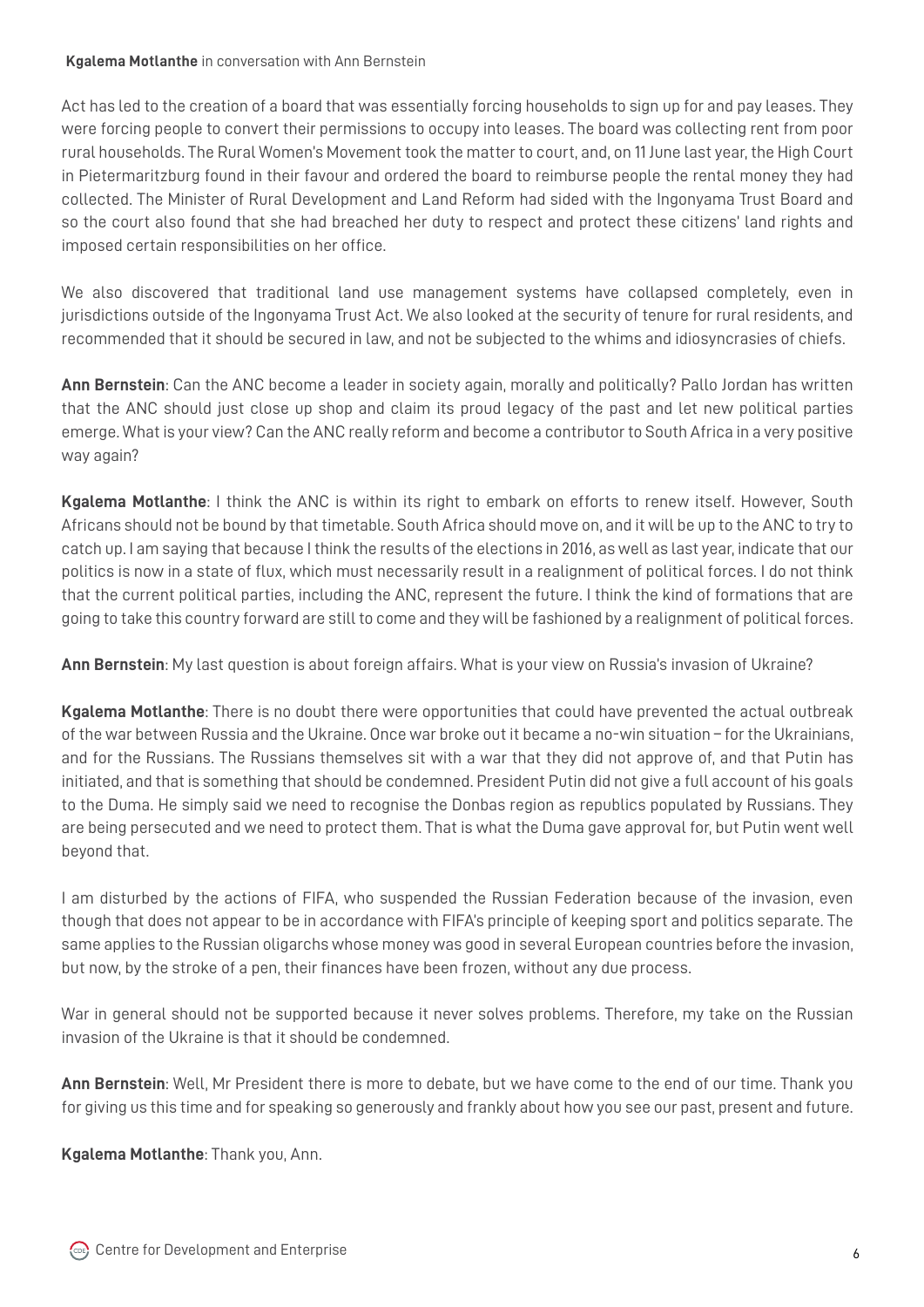Act has led to the creation of a board that was essentially forcing households to sign up for and pay leases. They were forcing people to convert their permissions to occupy into leases. The board was collecting rent from poor rural households. The Rural Women's Movement took the matter to court, and, on 11 June last year, the High Court in Pietermaritzburg found in their favour and ordered the board to reimburse people the rental money they had collected. The Minister of Rural Development and Land Reform had sided with the Ingonyama Trust Board and so the court also found that she had breached her duty to respect and protect these citizens' land rights and imposed certain responsibilities on her office.

We also discovered that traditional land use management systems have collapsed completely, even in jurisdictions outside of the Ingonyama Trust Act. We also looked at the security of tenure for rural residents, and recommended that it should be secured in law, and not be subjected to the whims and idiosyncrasies of chiefs.

**Ann Bernstein**: Can the ANC become a leader in society again, morally and politically? Pallo Jordan has written that the ANC should just close up shop and claim its proud legacy of the past and let new political parties emerge. What is your view? Can the ANC really reform and become a contributor to South Africa in a very positive way again?

**Kgalema Motlanthe**: I think the ANC is within its right to embark on efforts to renew itself. However, South Africans should not be bound by that timetable. South Africa should move on, and it will be up to the ANC to try to catch up. I am saying that because I think the results of the elections in 2016, as well as last year, indicate that our politics is now in a state of flux, which must necessarily result in a realignment of political forces. I do not think that the current political parties, including the ANC, represent the future. I think the kind of formations that are going to take this country forward are still to come and they will be fashioned by a realignment of political forces.

**Ann Bernstein**: My last question is about foreign affairs. What is your view on Russia's invasion of Ukraine?

**Kgalema Motlanthe**: There is no doubt there were opportunities that could have prevented the actual outbreak of the war between Russia and the Ukraine. Once war broke out it became a no-win situation – for the Ukrainians, and for the Russians. The Russians themselves sit with a war that they did not approve of, and that Putin has initiated, and that is something that should be condemned. President Putin did not give a full account of his goals to the Duma. He simply said we need to recognise the Donbas region as republics populated by Russians. They are being persecuted and we need to protect them. That is what the Duma gave approval for, but Putin went well beyond that.

I am disturbed by the actions of FIFA, who suspended the Russian Federation because of the invasion, even though that does not appear to be in accordance with FIFA's principle of keeping sport and politics separate. The same applies to the Russian oligarchs whose money was good in several European countries before the invasion, but now, by the stroke of a pen, their finances have been frozen, without any due process.

War in general should not be supported because it never solves problems. Therefore, my take on the Russian invasion of the Ukraine is that it should be condemned.

**Ann Bernstein**: Well, Mr President there is more to debate, but we have come to the end of our time. Thank you for giving us this time and for speaking so generously and frankly about how you see our past, present and future.

**Kgalema Motlanthe**: Thank you, Ann.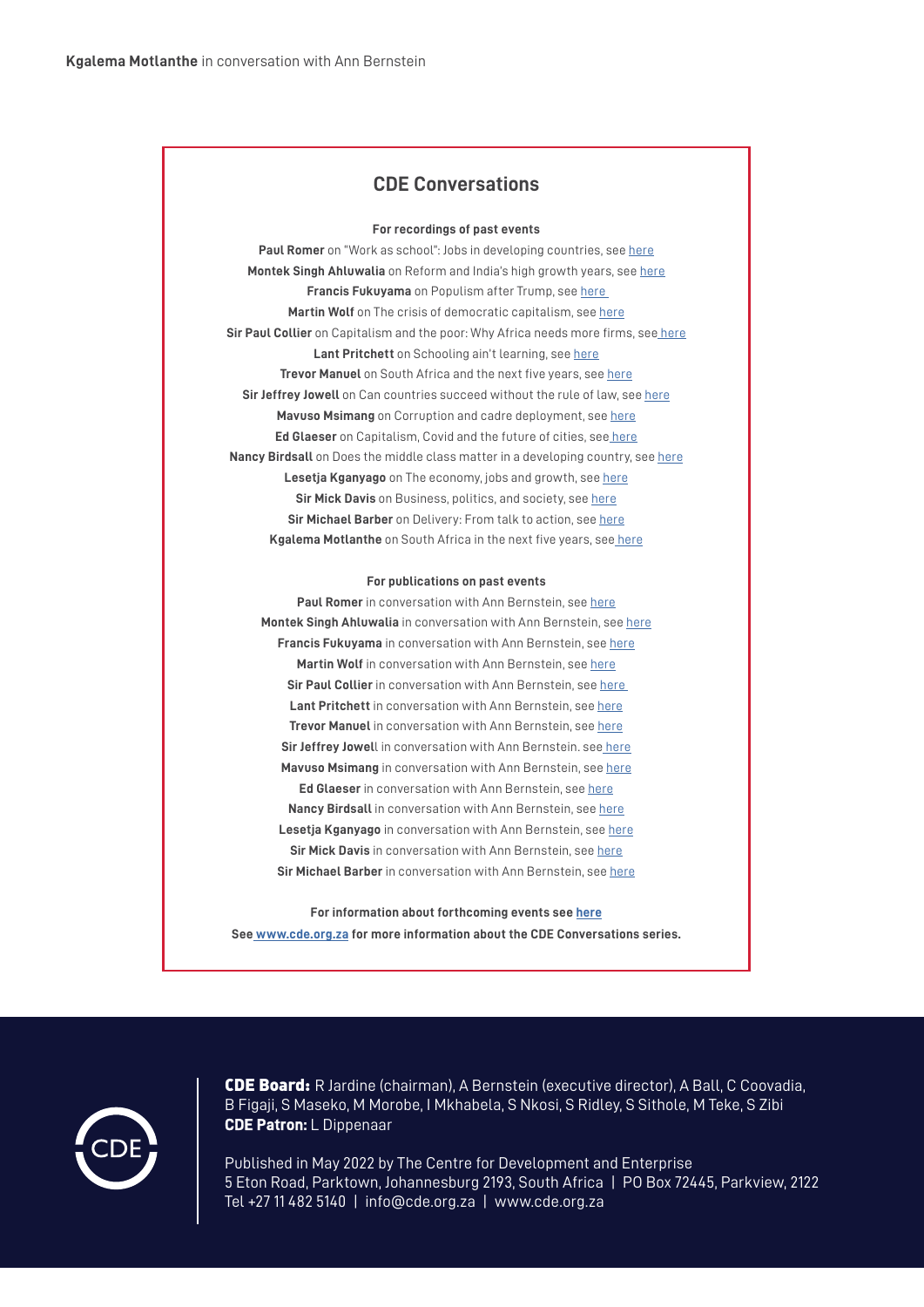## CDE Conversations

**For recordings of past events**

**Paul Romer** on "Work as school": Jobs in developing countries, see here

**Montek Singh Ahluwalia** on Reform and India's high growth years, see here

**Francis Fukuyama** on Populism after Trump, see here

**Martin Wolf** on The crisis of democratic capitalism, see here

**Sir Paul Collier** on Capitalism and the poor: Why Africa needs more firms, see here

**Lant Pritchett** on Schooling ain't learning, see here

**Trevor Manuel** on South Africa and the next five years, see here

**Sir Jeffrey Jowell** on Can countries succeed without the rule of law, see here

**Mavuso Msimang** on Corruption and cadre deployment, see here

**Ed Glaeser** on Capitalism, Covid and the future of cities, see here

**Nancy Birdsall** on Does the middle class matter in a developing country, see here

**Lesetja Kganyago** on The economy, jobs and growth, see here

**Sir Mick Davis** on Business, politics, and society, see here

**Sir Michael Barber** on Delivery: From talk to action, see here

**Kgalema Motlanthe** on South Africa in the next five years, see here

**For publications on past events**

**Paul Romer** in conversation with Ann Bernstein, see here

**Montek Singh Ahluwalia** in conversation with Ann Bernstein, see here

**Francis Fukuyama** in conversation with Ann Bernstein, see here

**Martin Wolf** in conversation with Ann Bernstein, see here

**Sir Paul Collier** in conversation with Ann Bernstein, see here

**Lant Pritchett** in conversation with Ann Bernstein, see here

**Trevor Manuel** in conversation with Ann Bernstein, see here

**Sir Jeffrey Jowel**l in conversation with Ann Bernstein. see here

**Mavuso Msimang** in conversation with Ann Bernstein, see here

**Ed Glaeser** in conversation with Ann Bernstein, see here

**Nancy Birdsall** in conversation with Ann Bernstein, see here

**Lesetja Kganyago** in conversation with Ann Bernstein, see here

**Sir Mick Davis** in conversation with Ann Bernstein, see here

**Sir Michael Barber** in conversation with Ann Bernstein, see here

**For information about forthcoming events see here**

**See www.cde.org.za for more information about the CDE Conversations series.**

CDE

**CDE Board:** R Jardine (chairman), A Bernstein (executive director), A Ball, C Coovadia, B Figaji, S Maseko, M Morobe, I Mkhabela, S Nkosi, S Ridley, S Sithole, M Teke, S Zibi
**CDE Patron:** L Dippenaar

Published in May 2022 by The Centre for Development and Enterprise
5 Eton Road, Parktown, Johannesburg 2193, South Africa | PO Box 72445, Parkview, 2122
Tel +27 11 482 5140 | info@cde.org.za | www.cde.org.za